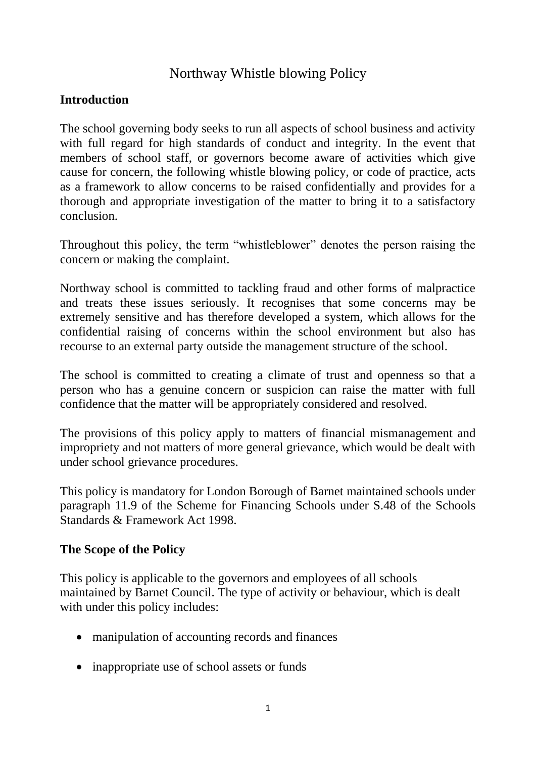# Northway Whistle blowing Policy

## Introduction

The school governing body seeks to run all aspects of school business and activity with full regard for high standards of conduct and integrity. In the event that members of school staff, or governors become aware of activities which give cause for concern, the following whistle blowing policy, or code of practice, acts as a framework to allow concerns to be raised confidentially and provides for a thorough and appropriate investigation of the matter to bring it to a satisfactory conclusion.

Throughout this policy, the term "whistleblower" denotes the person raising the concern or making the complaint.

Northway school is committed to tackling fraud and other forms of malpractice and treats these issues seriously. It recognises that some concerns may be extremely sensitive and has therefore developed a system, which allows for the confidential raising of concerns within the school environment but also has recourse to an external party outside the management structure of the school.

The school is committed to creating a climate of trust and openness so that a person who has a genuine concern or suspicion can raise the matter with full confidence that the matter will be appropriately considered and resolved.

The provisions of this policy apply to matters of financial mismanagement and impropriety and not matters of more general grievance, which would be dealt with under school grievance procedures.

This policy is mandatory for London Borough of Barnet maintained schools under paragraph 11.9 of the Scheme for Financing Schools under S.48 of the Schools Standards & Framework Act 1998.

## The Scope of the Policy

This policy is applicable to the governors and employees of all schools maintained by Barnet Council. The type of activity or behaviour, which is dealt with under this policy includes:

- manipulation of accounting records and finances
- inappropriate use of school assets or funds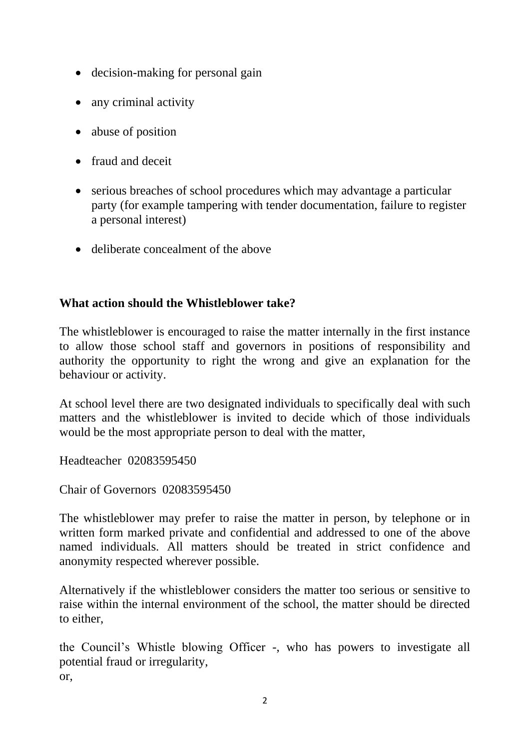- decision-making for personal gain
- any criminal activity
- abuse of position
- fraud and deceit
- serious breaches of school procedures which may advantage a particular party (for example tampering with tender documentation, failure to register a personal interest)
- deliberate concealment of the above

**What action should the Whistleblower take?**

The whistleblower is encouraged to raise the matter internally in the first instance to allow those school staff and governors in positions of responsibility and authority the opportunity to right the wrong and give an explanation for the behaviour or activity.

At school level there are two designated individuals to specifically deal with such matters and the whistleblower is invited to decide which of those individuals would be the most appropriate person to deal with the matter,

Headteacher 02083595450

Chair of Governors 02083595450

The whistleblower may prefer to raise the matter in person, by telephone or in written form marked private and confidential and addressed to one of the above named individuals. All matters should be treated in strict confidence and anonymity respected wherever possible.

Alternatively if the whistleblower considers the matter too serious or sensitive to raise within the internal environment of the school, the matter should be directed to either,

the Council's Whistle blowing Officer -, who has powers to investigate all potential fraud or irregularity,
or,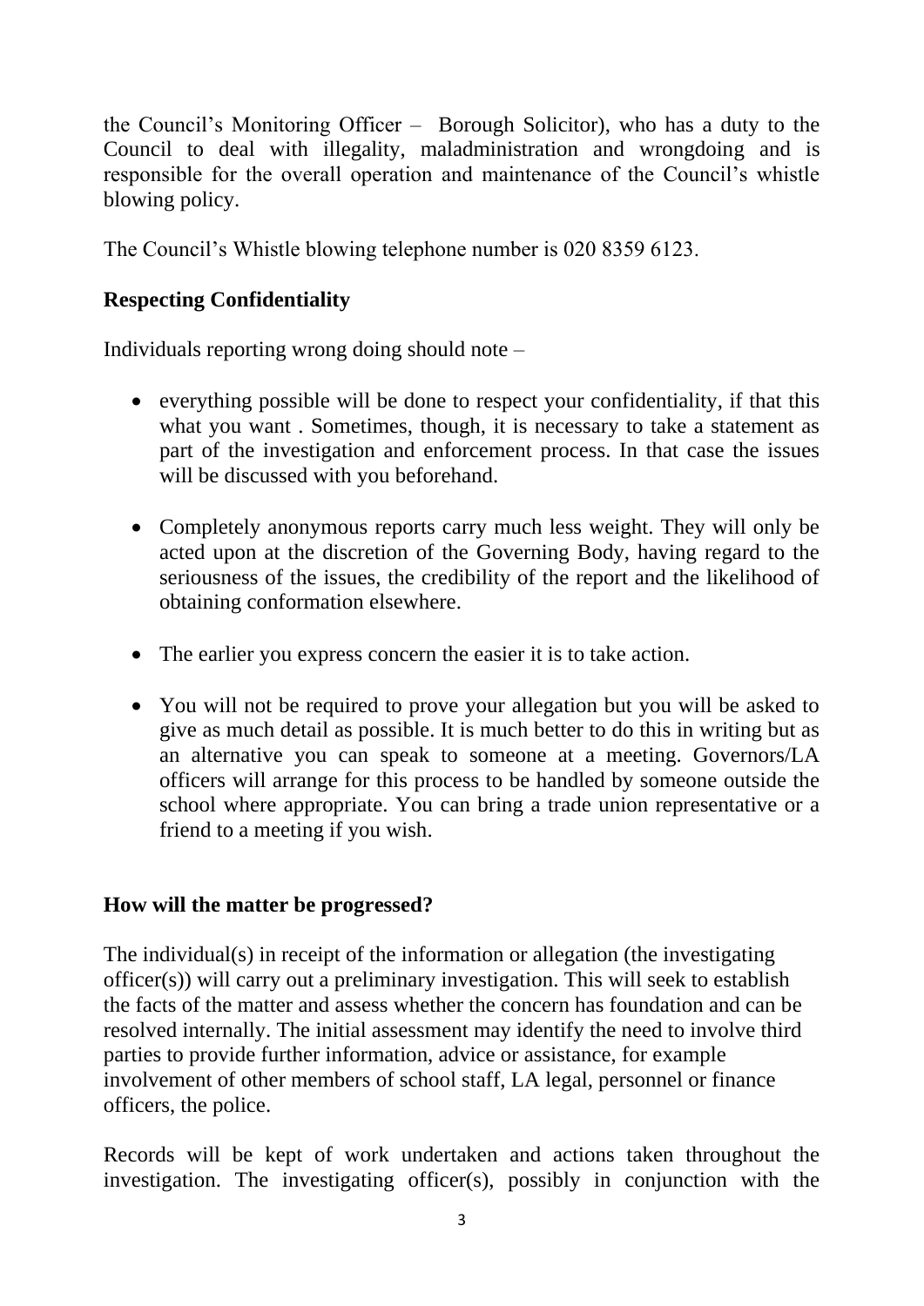the Council's Monitoring Officer – Borough Solicitor), who has a duty to the Council to deal with illegality, maladministration and wrongdoing and is responsible for the overall operation and maintenance of the Council's whistle blowing policy.

The Council's Whistle blowing telephone number is 020 8359 6123.

**Respecting Confidentiality**

Individuals reporting wrong doing should note –

- everything possible will be done to respect your confidentiality, if that this what you want . Sometimes, though, it is necessary to take a statement as part of the investigation and enforcement process. In that case the issues will be discussed with you beforehand.

- Completely anonymous reports carry much less weight. They will only be acted upon at the discretion of the Governing Body, having regard to the seriousness of the issues, the credibility of the report and the likelihood of obtaining conformation elsewhere.

- The earlier you express concern the easier it is to take action.

- You will not be required to prove your allegation but you will be asked to give as much detail as possible. It is much better to do this in writing but as an alternative you can speak to someone at a meeting. Governors/LA officers will arrange for this process to be handled by someone outside the school where appropriate. You can bring a trade union representative or a friend to a meeting if you wish.

**How will the matter be progressed?**

The individual(s) in receipt of the information or allegation (the investigating officer(s)) will carry out a preliminary investigation. This will seek to establish the facts of the matter and assess whether the concern has foundation and can be resolved internally. The initial assessment may identify the need to involve third parties to provide further information, advice or assistance, for example involvement of other members of school staff, LA legal, personnel or finance officers, the police.

Records will be kept of work undertaken and actions taken throughout the investigation. The investigating officer(s), possibly in conjunction with the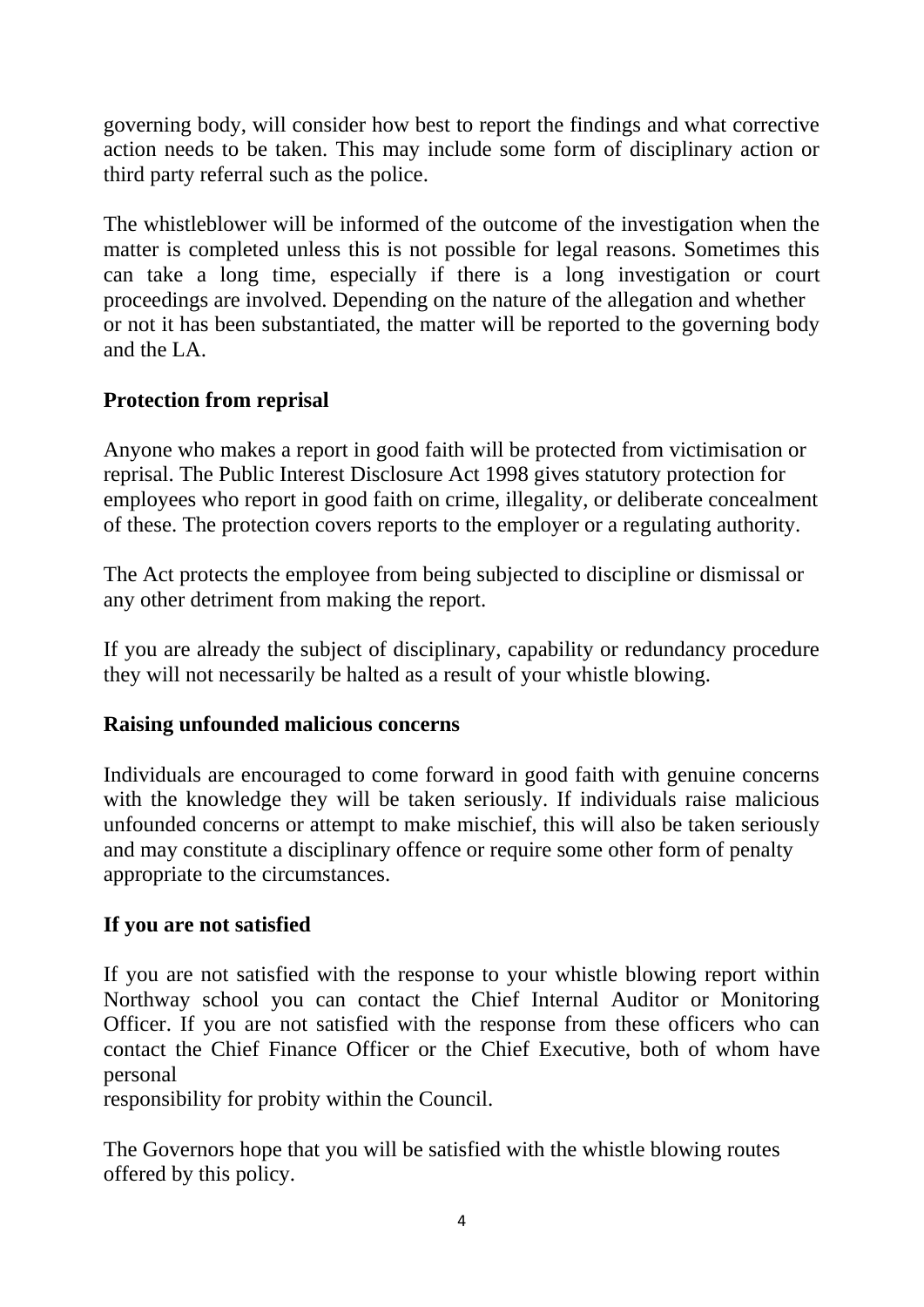governing body, will consider how best to report the findings and what corrective action needs to be taken. This may include some form of disciplinary action or third party referral such as the police.

The whistleblower will be informed of the outcome of the investigation when the matter is completed unless this is not possible for legal reasons. Sometimes this can take a long time, especially if there is a long investigation or court proceedings are involved. Depending on the nature of the allegation and whether or not it has been substantiated, the matter will be reported to the governing body and the LA.

**Protection from reprisal**

Anyone who makes a report in good faith will be protected from victimisation or reprisal. The Public Interest Disclosure Act 1998 gives statutory protection for employees who report in good faith on crime, illegality, or deliberate concealment of these. The protection covers reports to the employer or a regulating authority.

The Act protects the employee from being subjected to discipline or dismissal or any other detriment from making the report.

If you are already the subject of disciplinary, capability or redundancy procedure they will not necessarily be halted as a result of your whistle blowing.

**Raising unfounded malicious concerns**

Individuals are encouraged to come forward in good faith with genuine concerns with the knowledge they will be taken seriously. If individuals raise malicious unfounded concerns or attempt to make mischief, this will also be taken seriously and may constitute a disciplinary offence or require some other form of penalty appropriate to the circumstances.

**If you are not satisfied**

If you are not satisfied with the response to your whistle blowing report within Northway school you can contact the Chief Internal Auditor or Monitoring Officer. If you are not satisfied with the response from these officers who can contact the Chief Finance Officer or the Chief Executive, both of whom have personal responsibility for probity within the Council.

The Governors hope that you will be satisfied with the whistle blowing routes offered by this policy.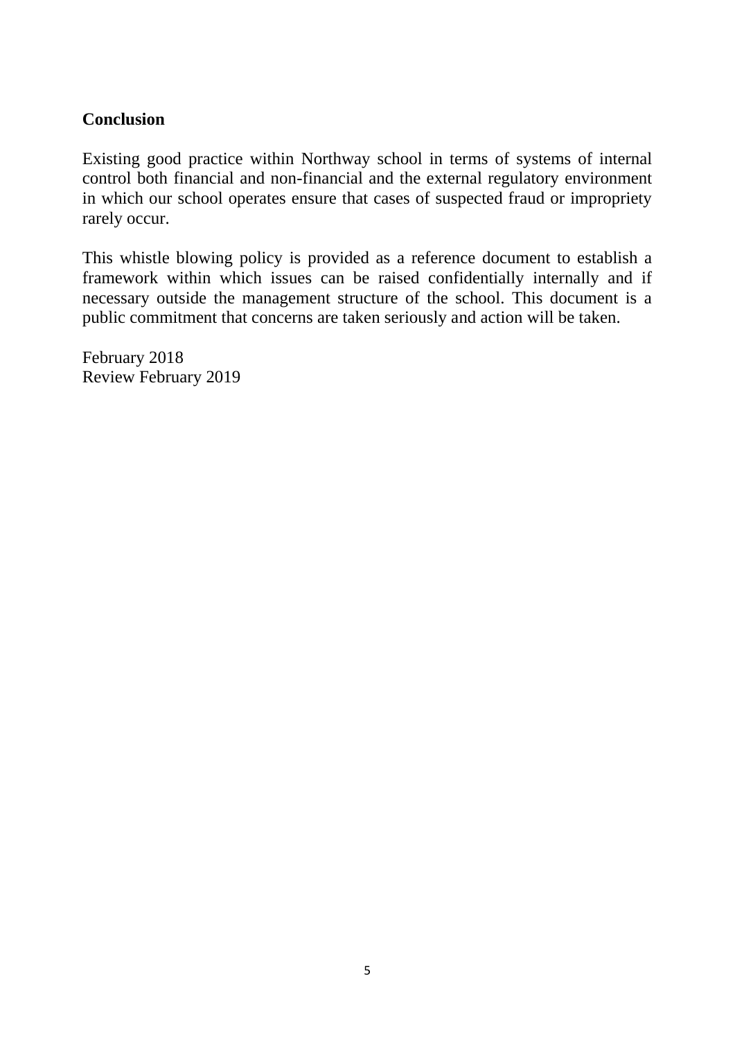**Conclusion**

Existing good practice within Northway school in terms of systems of internal control both financial and non-financial and the external regulatory environment in which our school operates ensure that cases of suspected fraud or impropriety rarely occur.

This whistle blowing policy is provided as a reference document to establish a framework within which issues can be raised confidentially internally and if necessary outside the management structure of the school. This document is a public commitment that concerns are taken seriously and action will be taken.

February 2018
Review February 2019